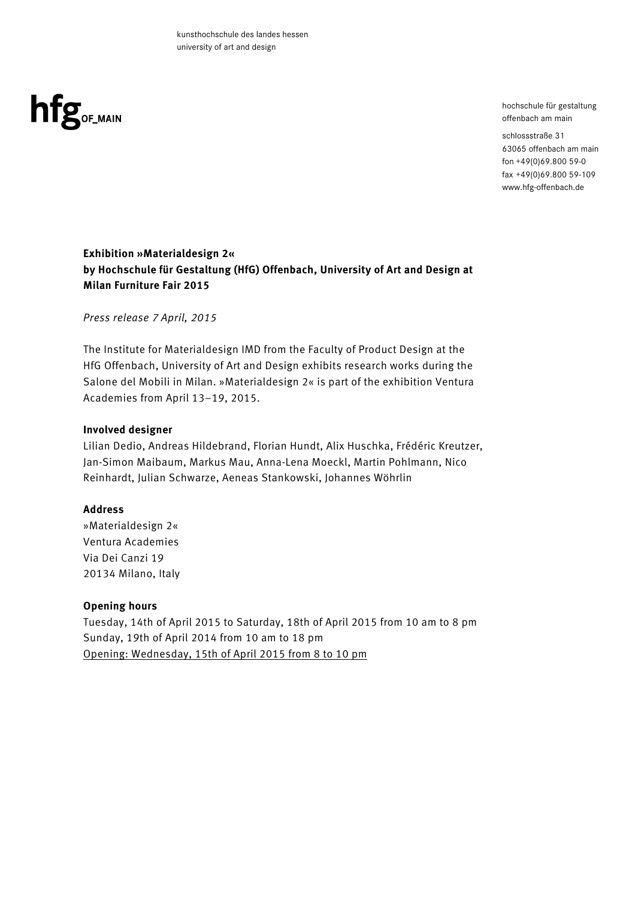kunsthochschule des landes hessen
university of art and design

hfg OF_MAIN

hochschule für gestaltung
offenbach am main

schlossstraße 31
63065 offenbach am main
fon +49(0)69.800 59-0
fax +49(0)69.800 59-109
www.hfg-offenbach.de

**Exhibition »Materialdesign 2«**
**by Hochschule für Gestaltung (HfG) Offenbach, University of Art and Design at Milan Furniture Fair 2015**

*Press release 7 April, 2015*

The Institute for Materialdesign IMD from the Faculty of Product Design at the HfG Offenbach, University of Art and Design exhibits research works during the Salone del Mobili in Milan. »Materialdesign 2« is part of the exhibition Ventura Academies from April 13–19, 2015.

**Involved designer**

Lilian Dedio, Andreas Hildebrand, Florian Hundt, Alix Huschka, Frédéric Kreutzer, Jan-Simon Maibaum, Markus Mau, Anna-Lena Moeckl, Martin Pohlmann, Nico Reinhardt, Julian Schwarze, Aeneas Stankowski, Johannes Wöhrlin

**Address**

»Materialdesign 2«
Ventura Academies
Via Dei Canzi 19
20134 Milano, Italy

**Opening hours**

Tuesday, 14th of April 2015 to Saturday, 18th of April 2015 from 10 am to 8 pm
Sunday, 19th of April 2014 from 10 am to 18 pm
Opening: Wednesday, 15th of April 2015 from 8 to 10 pm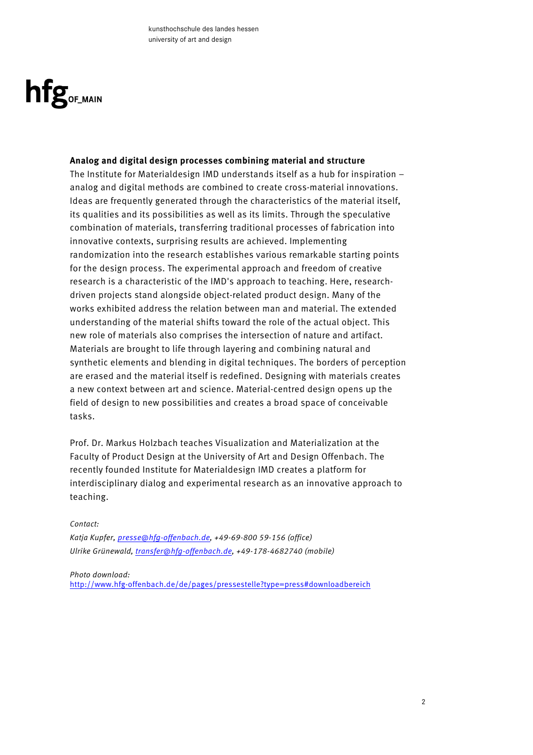### Analog and digital design processes combining material and structure

The Institute for Materialdesign IMD understands itself as a hub for inspiration – analog and digital methods are combined to create cross-material innovations. Ideas are frequently generated through the characteristics of the material itself, its qualities and its possibilities as well as its limits. Through the speculative combination of materials, transferring traditional processes of fabrication into innovative contexts, surprising results are achieved. Implementing randomization into the research establishes various remarkable starting points for the design process. The experimental approach and freedom of creative research is a characteristic of the IMD's approach to teaching. Here, research-driven projects stand alongside object-related product design. Many of the works exhibited address the relation between man and material. The extended understanding of the material shifts toward the role of the actual object. This new role of materials also comprises the intersection of nature and artifact. Materials are brought to life through layering and combining natural and synthetic elements and blending in digital techniques. The borders of perception are erased and the material itself is redefined. Designing with materials creates a new context between art and science. Material-centred design opens up the field of design to new possibilities and creates a broad space of conceivable tasks.

Prof. Dr. Markus Holzbach teaches Visualization and Materialization at the Faculty of Product Design at the University of Art and Design Offenbach. The recently founded Institute for Materialdesign IMD creates a platform for interdisciplinary dialog and experimental research as an innovative approach to teaching.

*Contact:*
*Katja Kupfer, presse@hfg-offenbach.de, +49-69-800 59-156 (office)*
*Ulrike Grünewald, transfer@hfg-offenbach.de, +49-178-4682740 (mobile)*

*Photo download:*
http://www.hfg-offenbach.de/de/pages/pressestelle?type=press#downloadbereich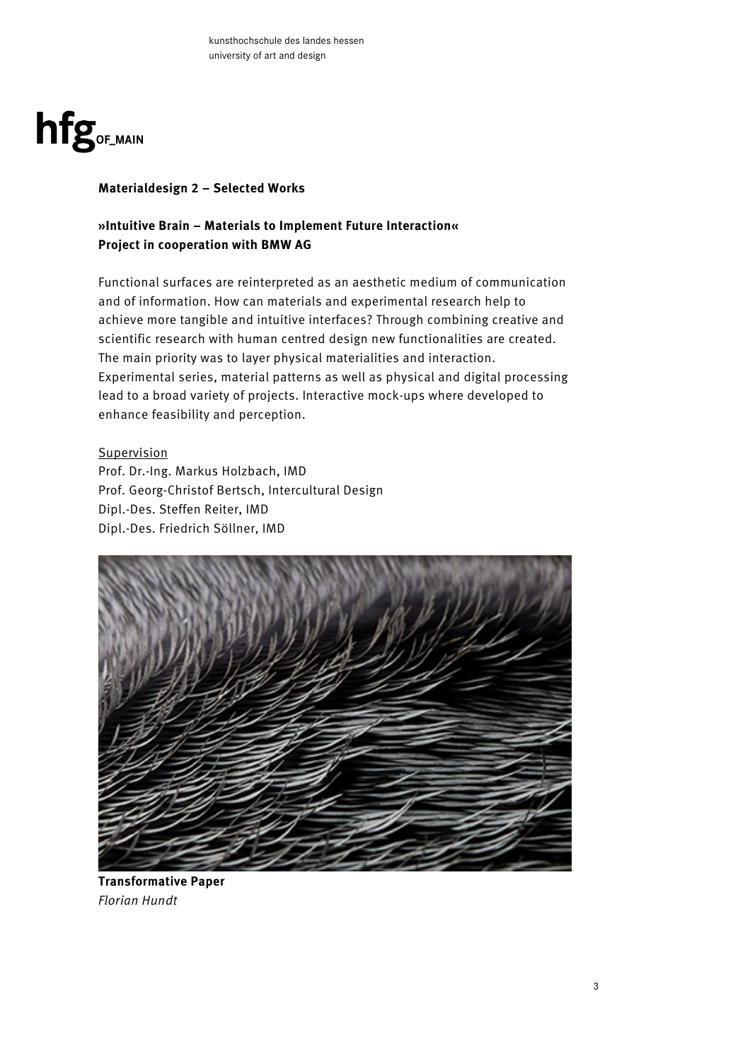kunsthochschule des landes hessen
university of art and design

hfg OF_MAIN

**Materialdesign 2 – Selected Works**

**»Intuitive Brain – Materials to Implement Future Interaction«**
**Project in cooperation with BMW AG**

Functional surfaces are reinterpreted as an aesthetic medium of communication and of information. How can materials and experimental research help to achieve more tangible and intuitive interfaces? Through combining creative and scientific research with human centred design new functionalities are created. The main priority was to layer physical materialities and interaction. Experimental series, material patterns as well as physical and digital processing lead to a broad variety of projects. Interactive mock-ups where developed to enhance feasibility and perception.

Supervision
Prof. Dr.-Ing. Markus Holzbach, IMD
Prof. Georg-Christof Bertsch, Intercultural Design
Dipl.-Des. Steffen Reiter, IMD
Dipl.-Des. Friedrich Söllner, IMD

**Transformative Paper**
*Florian Hundt*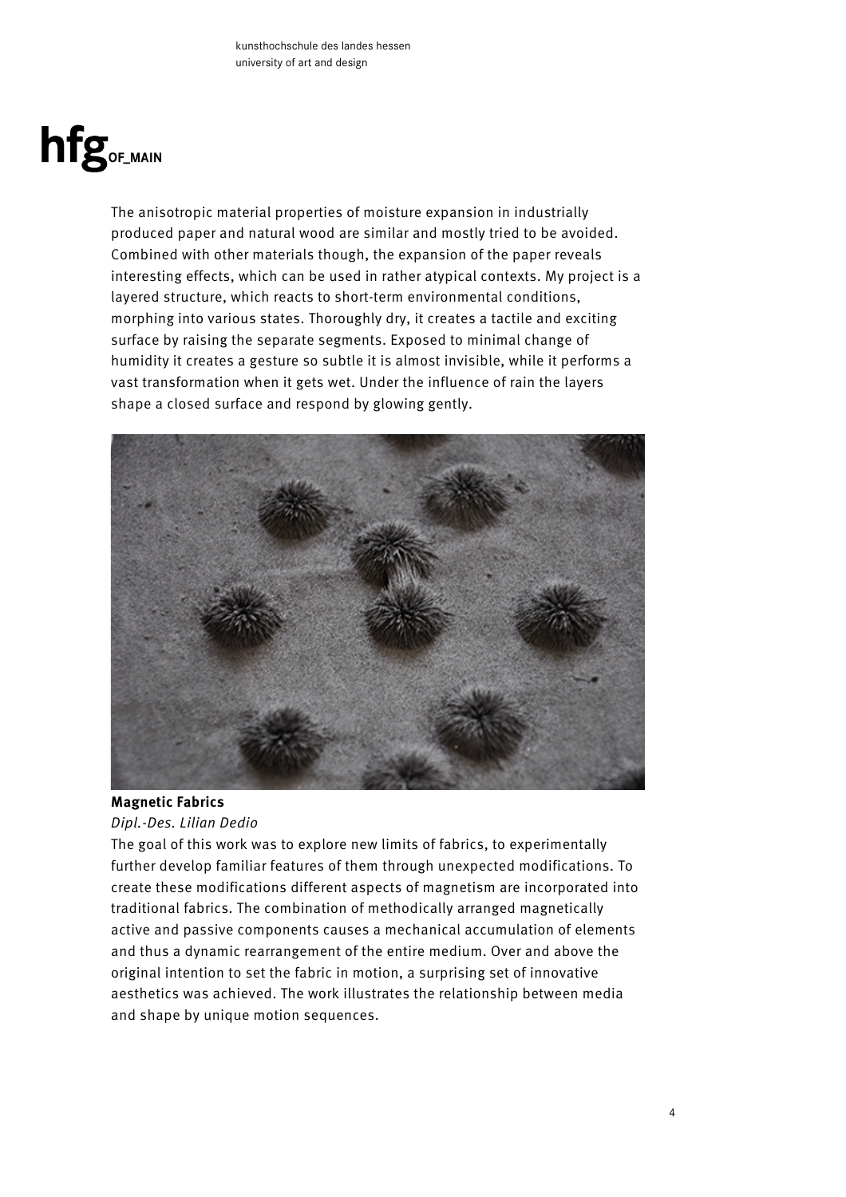The anisotropic material properties of moisture expansion in industrially produced paper and natural wood are similar and mostly tried to be avoided. Combined with other materials though, the expansion of the paper reveals interesting effects, which can be used in rather atypical contexts. My project is a layered structure, which reacts to short-term environmental conditions, morphing into various states. Thoroughly dry, it creates a tactile and exciting surface by raising the separate segments. Exposed to minimal change of humidity it creates a gesture so subtle it is almost invisible, while it performs a vast transformation when it gets wet. Under the influence of rain the layers shape a closed surface and respond by glowing gently.

**Magnetic Fabrics**

*Dipl.-Des. Lilian Dedio*

The goal of this work was to explore new limits of fabrics, to experimentally further develop familiar features of them through unexpected modifications. To create these modifications different aspects of magnetism are incorporated into traditional fabrics. The combination of methodically arranged magnetically active and passive components causes a mechanical accumulation of elements and thus a dynamic rearrangement of the entire medium. Over and above the original intention to set the fabric in motion, a surprising set of innovative aesthetics was achieved. The work illustrates the relationship between media and shape by unique motion sequences.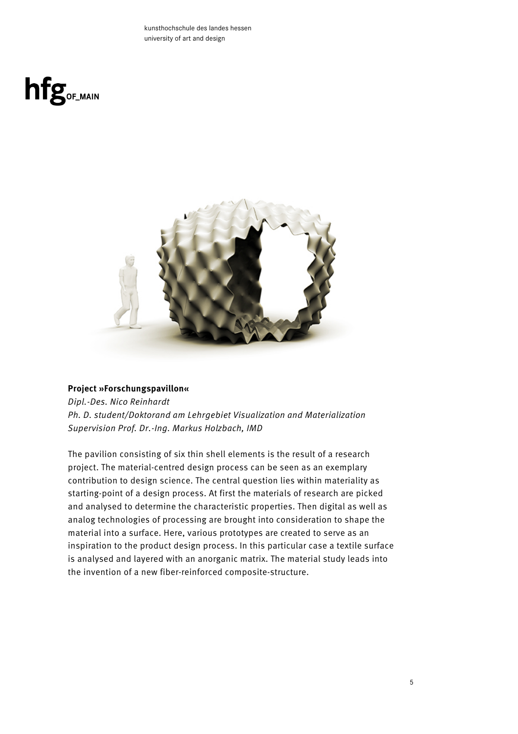kunsthochschule des landes hessen
university of art and design

**hfg** OF_MAIN

**Project »Forschungspavillon«**

*Dipl.-Des. Nico Reinhardt*
*Ph. D. student/Doktorand am Lehrgebiet Visualization and Materialization*
*Supervision Prof. Dr.-Ing. Markus Holzbach, IMD*

The pavilion consisting of six thin shell elements is the result of a research project. The material-centred design process can be seen as an exemplary contribution to design science. The central question lies within materiality as starting-point of a design process. At first the materials of research are picked and analysed to determine the characteristic properties. Then digital as well as analog technologies of processing are brought into consideration to shape the material into a surface. Here, various prototypes are created to serve as an inspiration to the product design process. In this particular case a textile surface is analysed and layered with an anorganic matrix. The material study leads into the invention of a new fiber-reinforced composite-structure.